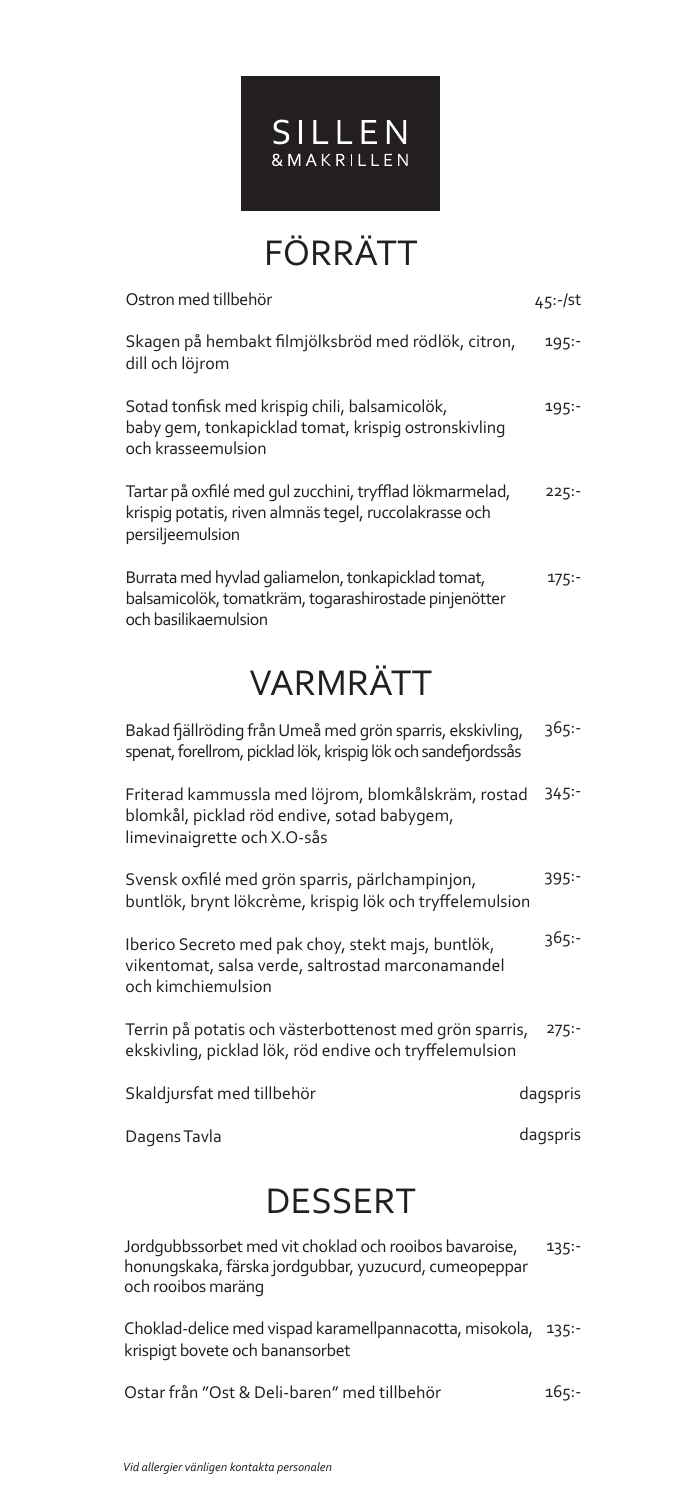# SILLEN
&MAKRILLEN

## FÖRRÄTT

| | |
|---|---|
| Ostron med tillbehör | 45:-/st |
| Skagen på hembakt filmjölksbröd med rödlök, citron, dill och löjrom | 195:- |
| Sotad tonfisk med krispig chili, balsamicolök, baby gem, tonkapicklad tomat, krispig ostronskivling och krasseemulsion | 195:- |
| Tartar på oxfilé med gul zucchini, tryfflad lökmarmelad, krispig potatis, riven almnäs tegel, ruccolakrasse och persiljeemulsion | 225:- |
| Burrata med hyvlad galiamelon, tonkapicklad tomat, balsamicolök, tomatkräm, togarashirostade pinjenötter och basilikaemulsion | 175:- |

## VARMRÄTT

| | |
|---|---|
| Bakad fjällröding från Umeå med grön sparris, ekskivling, spenat, forellrom, picklad lök, krispig lök och sandefjordssås | 365:- |
| Friterad kammussla med löjrom, blomkålskräm, rostad blomkål, picklad röd endive, sotad babygem, limevinaigrette och X.O-sås | 345:- |
| Svensk oxfilé med grön sparris, pärlchampinjon, buntlök, brynt lökcrème, krispig lök och tryffelemulsion | 395:- |
| Iberico Secreto med pak choy, stekt majs, buntlök, vikentomat, salsa verde, saltrostad marconamandel och kimchiemulsion | 365:- |
| Terrin på potatis och västerbottenost med grön sparris, ekskivling, picklad lök, röd endive och tryffelemulsion | 275:- |
| Skaldjursfat med tillbehör | dagspris |
| Dagens Tavla | dagspris |

## DESSERT

| | |
|---|---|
| Jordgubbssorbet med vit choklad och rooibos bavaroise, honungskaka, färska jordgubbar, yuzucurd, cumeopeppar och rooibos maräng | 135:- |
| Choklad-delice med vispad karamellpannacotta, misokola, krispigt bovete och banansorbet | 135:- |
| Ostar från "Ost & Deli-baren" med tillbehör | 165:- |

*Vid allergier vänligen kontakta personalen*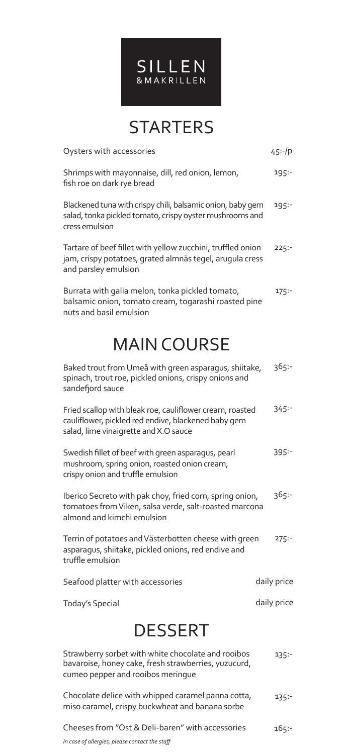# SILLEN & MAKRILLEN

## STARTERS

| | |
|---|---|
| Oysters with accessories | 45:-/p |
| Shrimps with mayonnaise, dill, red onion, lemon, fish roe on dark rye bread | 195:- |
| Blackened tuna with crispy chili, balsamic onion, baby gem salad, tonka pickled tomato, crispy oyster mushrooms and cress emulsion | 195:- |
| Tartare of beef fillet with yellow zucchini, truffled onion jam, crispy potatoes, grated almnäs tegel, arugula cress and parsley emulsion | 225:- |
| Burrata with galia melon, tonka pickled tomato, balsamic onion, tomato cream, togarashi roasted pine nuts and basil emulsion | 175:- |

## MAIN COURSE

| | |
|---|---|
| Baked trout from Umeå with green asparagus, shiitake, spinach, trout roe, pickled onions, crispy onions and sandefjord sauce | 365:- |
| Fried scallop with bleak roe, cauliflower cream, roasted cauliflower, pickled red endive, blackened baby gem salad, lime vinaigrette and X.O sauce | 345:- |
| Swedish fillet of beef with green asparagus, pearl mushroom, spring onion, roasted onion cream, crispy onion and truffle emulsion | 395:- |
| Iberico Secreto with pak choy, fried corn, spring onion, tomatoes from Viken, salsa verde, salt-roasted marcona almond and kimchi emulsion | 365:- |
| Terrin of potatoes and Västerbotten cheese with green asparagus, shiitake, pickled onions, red endive and truffle emulsion | 275:- |
| Seafood platter with accessories | daily price |
| Today's Special | daily price |

## DESSERT

| | |
|---|---|
| Strawberry sorbet with white chocolate and rooibos bavaroise, honey cake, fresh strawberries, yuzucurd, cumeo pepper and rooibos meringue | 135:- |
| Chocolate delice with whipped caramel panna cotta, miso caramel, crispy buckwheat and banana sorbe | 135:- |
| Cheeses from "Ost & Deli-baren" with accessories | 165:- |

*In case of allergies, please contact the staff*